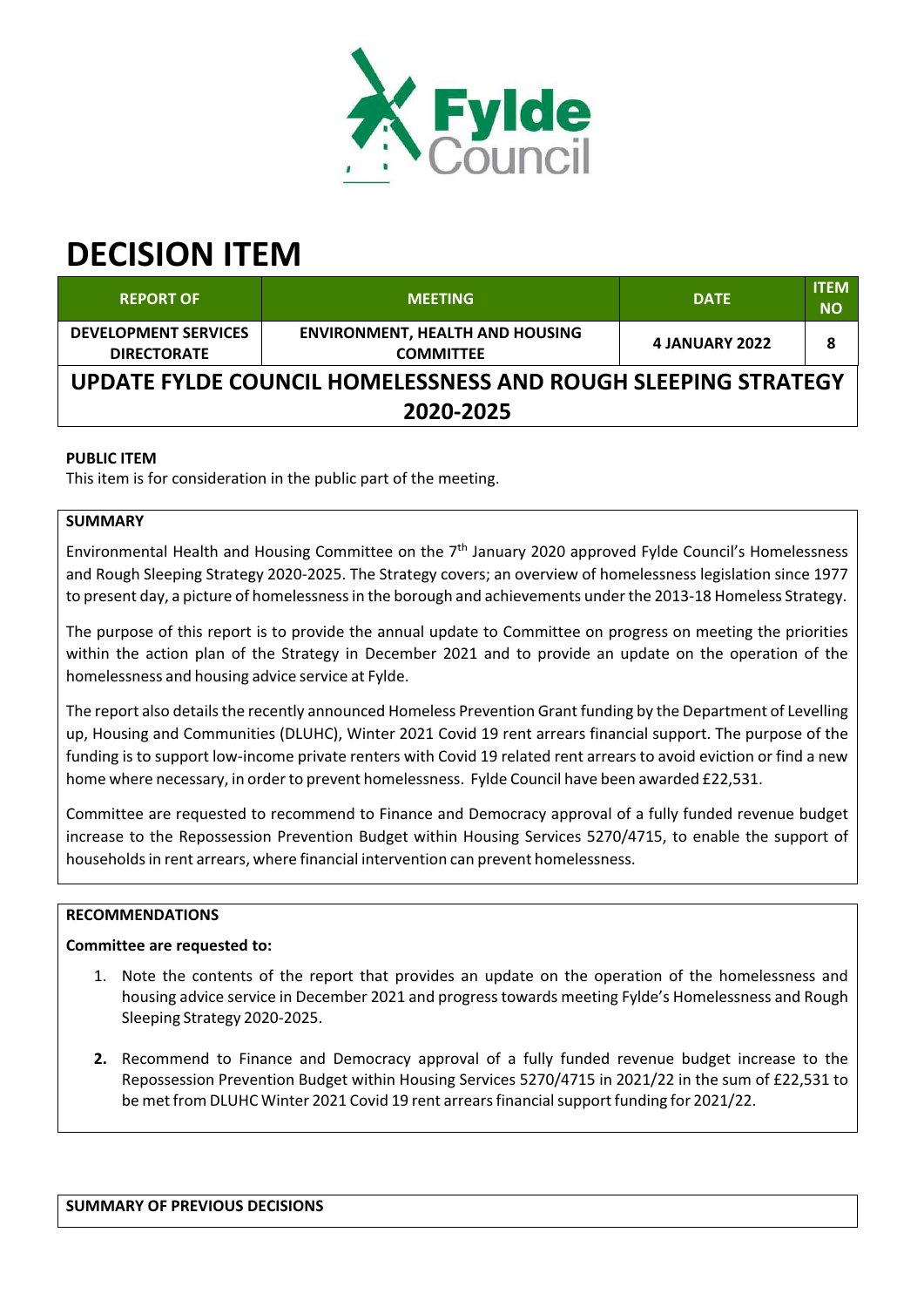# DECISION ITEM

| REPORT OF | MEETING | DATE | ITEM NO |
|---|---|---|---|
| DEVELOPMENT SERVICES DIRECTORATE | ENVIRONMENT, HEALTH AND HOUSING COMMITTEE | 4 JANUARY 2022 | 8 |

## UPDATE FYLDE COUNCIL HOMELESSNESS AND ROUGH SLEEPING STRATEGY 2020-2025

**PUBLIC ITEM**

This item is for consideration in the public part of the meeting.

**SUMMARY**

Environmental Health and Housing Committee on the 7th January 2020 approved Fylde Council's Homelessness and Rough Sleeping Strategy 2020-2025. The Strategy covers; an overview of homelessness legislation since 1977 to present day, a picture of homelessness in the borough and achievements under the 2013-18 Homeless Strategy.

The purpose of this report is to provide the annual update to Committee on progress on meeting the priorities within the action plan of the Strategy in December 2021 and to provide an update on the operation of the homelessness and housing advice service at Fylde.

The report also details the recently announced Homeless Prevention Grant funding by the Department of Levelling up, Housing and Communities (DLUHC), Winter 2021 Covid 19 rent arrears financial support. The purpose of the funding is to support low-income private renters with Covid 19 related rent arrears to avoid eviction or find a new home where necessary, in order to prevent homelessness. Fylde Council have been awarded £22,531.

Committee are requested to recommend to Finance and Democracy approval of a fully funded revenue budget increase to the Repossession Prevention Budget within Housing Services 5270/4715, to enable the support of households in rent arrears, where financial intervention can prevent homelessness.

**RECOMMENDATIONS**

**Committee are requested to:**

1. Note the contents of the report that provides an update on the operation of the homelessness and housing advice service in December 2021 and progress towards meeting Fylde's Homelessness and Rough Sleeping Strategy 2020-2025.

2. Recommend to Finance and Democracy approval of a fully funded revenue budget increase to the Repossession Prevention Budget within Housing Services 5270/4715 in 2021/22 in the sum of £22,531 to be met from DLUHC Winter 2021 Covid 19 rent arrears financial support funding for 2021/22.

**SUMMARY OF PREVIOUS DECISIONS**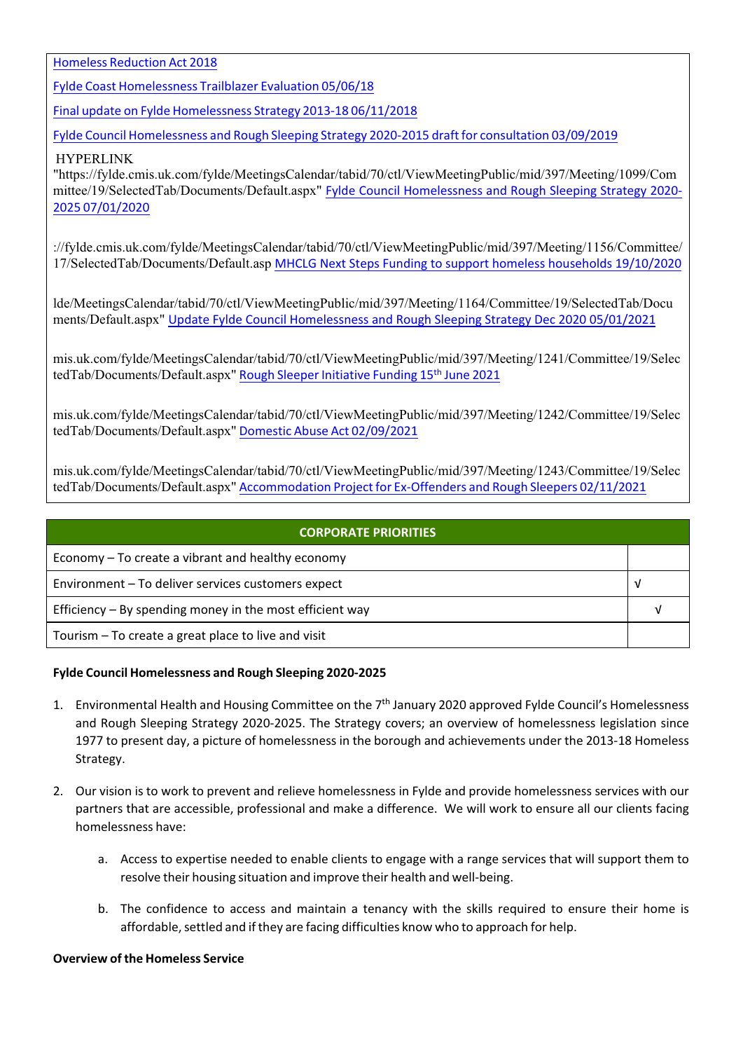Homeless Reduction Act 2018

Fylde Coast Homelessness Trailblazer Evaluation 05/06/18

Final update on Fylde Homelessness Strategy 2013-18 06/11/2018

Fylde Council Homelessness and Rough Sleeping Strategy 2020-2015 draft for consultation 03/09/2019

HYPERLINK "https://fylde.cmis.uk.com/fylde/MeetingsCalendar/tabid/70/ctl/ViewMeetingPublic/mid/397/Meeting/1099/Committee/19/SelectedTab/Documents/Default.aspx" Fylde Council Homelessness and Rough Sleeping Strategy 2020-2025 07/01/2020

://fylde.cmis.uk.com/fylde/MeetingsCalendar/tabid/70/ctl/ViewMeetingPublic/mid/397/Meeting/1156/Committee/17/SelectedTab/Documents/Default.asp MHCLG Next Steps Funding to support homeless households 19/10/2020

lde/MeetingsCalendar/tabid/70/ctl/ViewMeetingPublic/mid/397/Meeting/1164/Committee/19/SelectedTab/Documents/Default.aspx" Update Fylde Council Homelessness and Rough Sleeping Strategy Dec 2020 05/01/2021

mis.uk.com/fylde/MeetingsCalendar/tabid/70/ctl/ViewMeetingPublic/mid/397/Meeting/1241/Committee/19/SelectedTab/Documents/Default.aspx" Rough Sleeper Initiative Funding 15th June 2021

mis.uk.com/fylde/MeetingsCalendar/tabid/70/ctl/ViewMeetingPublic/mid/397/Meeting/1242/Committee/19/SelectedTab/Documents/Default.aspx" Domestic Abuse Act 02/09/2021

mis.uk.com/fylde/MeetingsCalendar/tabid/70/ctl/ViewMeetingPublic/mid/397/Meeting/1243/Committee/19/SelectedTab/Documents/Default.aspx" Accommodation Project for Ex-Offenders and Rough Sleepers 02/11/2021

| CORPORATE PRIORITIES | |
|---|---|
| Economy – To create a vibrant and healthy economy | |
| Environment – To deliver services customers expect | √ |
| Efficiency – By spending money in the most efficient way | √ |
| Tourism – To create a great place to live and visit | |

**Fylde Council Homelessness and Rough Sleeping 2020-2025**

1. Environmental Health and Housing Committee on the 7th January 2020 approved Fylde Council's Homelessness and Rough Sleeping Strategy 2020-2025. The Strategy covers; an overview of homelessness legislation since 1977 to present day, a picture of homelessness in the borough and achievements under the 2013-18 Homeless Strategy.

2. Our vision is to work to prevent and relieve homelessness in Fylde and provide homelessness services with our partners that are accessible, professional and make a difference. We will work to ensure all our clients facing homelessness have:

    a. Access to expertise needed to enable clients to engage with a range services that will support them to resolve their housing situation and improve their health and well-being.

    b. The confidence to access and maintain a tenancy with the skills required to ensure their home is affordable, settled and if they are facing difficulties know who to approach for help.

**Overview of the Homeless Service**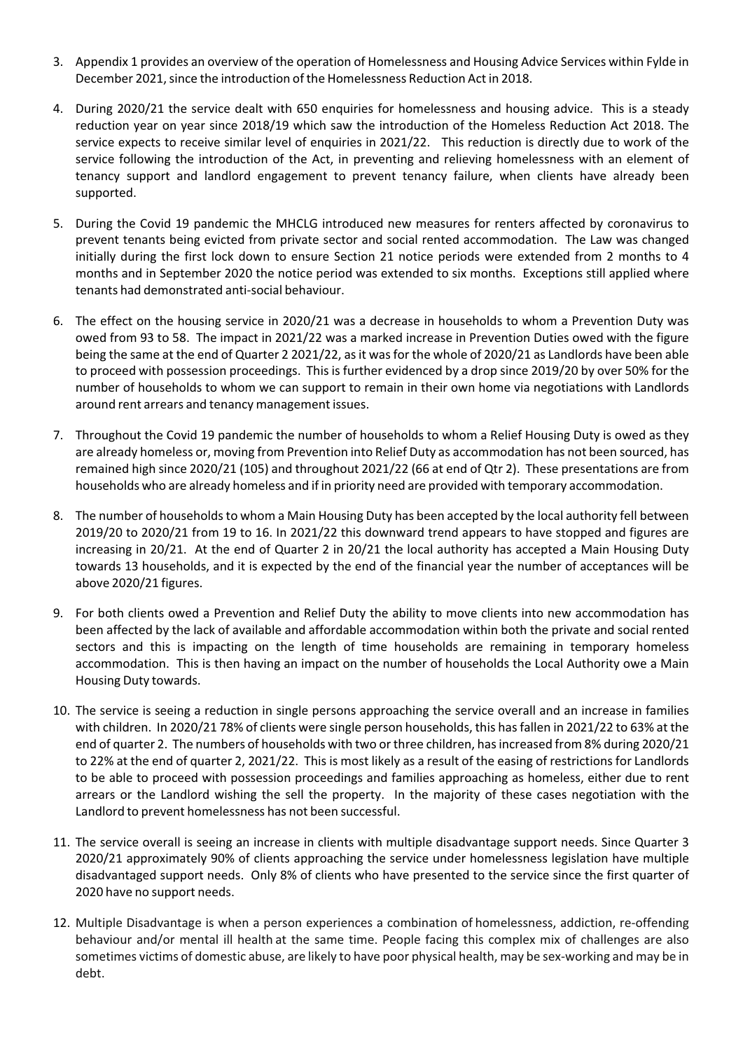3. Appendix 1 provides an overview of the operation of Homelessness and Housing Advice Services within Fylde in December 2021, since the introduction of the Homelessness Reduction Act in 2018.

4. During 2020/21 the service dealt with 650 enquiries for homelessness and housing advice. This is a steady reduction year on year since 2018/19 which saw the introduction of the Homeless Reduction Act 2018. The service expects to receive similar level of enquiries in 2021/22. This reduction is directly due to work of the service following the introduction of the Act, in preventing and relieving homelessness with an element of tenancy support and landlord engagement to prevent tenancy failure, when clients have already been supported.

5. During the Covid 19 pandemic the MHCLG introduced new measures for renters affected by coronavirus to prevent tenants being evicted from private sector and social rented accommodation. The Law was changed initially during the first lock down to ensure Section 21 notice periods were extended from 2 months to 4 months and in September 2020 the notice period was extended to six months. Exceptions still applied where tenants had demonstrated anti-social behaviour.

6. The effect on the housing service in 2020/21 was a decrease in households to whom a Prevention Duty was owed from 93 to 58. The impact in 2021/22 was a marked increase in Prevention Duties owed with the figure being the same at the end of Quarter 2 2021/22, as it was for the whole of 2020/21 as Landlords have been able to proceed with possession proceedings. This is further evidenced by a drop since 2019/20 by over 50% for the number of households to whom we can support to remain in their own home via negotiations with Landlords around rent arrears and tenancy management issues.

7. Throughout the Covid 19 pandemic the number of households to whom a Relief Housing Duty is owed as they are already homeless or, moving from Prevention into Relief Duty as accommodation has not been sourced, has remained high since 2020/21 (105) and throughout 2021/22 (66 at end of Qtr 2). These presentations are from households who are already homeless and if in priority need are provided with temporary accommodation.

8. The number of households to whom a Main Housing Duty has been accepted by the local authority fell between 2019/20 to 2020/21 from 19 to 16. In 2021/22 this downward trend appears to have stopped and figures are increasing in 20/21. At the end of Quarter 2 in 20/21 the local authority has accepted a Main Housing Duty towards 13 households, and it is expected by the end of the financial year the number of acceptances will be above 2020/21 figures.

9. For both clients owed a Prevention and Relief Duty the ability to move clients into new accommodation has been affected by the lack of available and affordable accommodation within both the private and social rented sectors and this is impacting on the length of time households are remaining in temporary homeless accommodation. This is then having an impact on the number of households the Local Authority owe a Main Housing Duty towards.

10. The service is seeing a reduction in single persons approaching the service overall and an increase in families with children. In 2020/21 78% of clients were single person households, this has fallen in 2021/22 to 63% at the end of quarter 2. The numbers of households with two or three children, has increased from 8% during 2020/21 to 22% at the end of quarter 2, 2021/22. This is most likely as a result of the easing of restrictions for Landlords to be able to proceed with possession proceedings and families approaching as homeless, either due to rent arrears or the Landlord wishing the sell the property. In the majority of these cases negotiation with the Landlord to prevent homelessness has not been successful.

11. The service overall is seeing an increase in clients with multiple disadvantage support needs. Since Quarter 3 2020/21 approximately 90% of clients approaching the service under homelessness legislation have multiple disadvantaged support needs. Only 8% of clients who have presented to the service since the first quarter of 2020 have no support needs.

12. Multiple Disadvantage is when a person experiences a combination of homelessness, addiction, re-offending behaviour and/or mental ill health at the same time. People facing this complex mix of challenges are also sometimes victims of domestic abuse, are likely to have poor physical health, may be sex-working and may be in debt.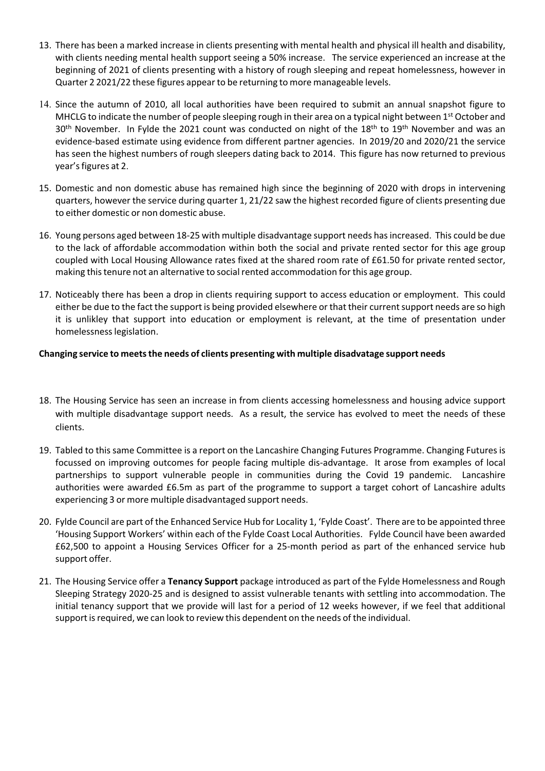13. There has been a marked increase in clients presenting with mental health and physical ill health and disability, with clients needing mental health support seeing a 50% increase. The service experienced an increase at the beginning of 2021 of clients presenting with a history of rough sleeping and repeat homelessness, however in Quarter 2 2021/22 these figures appear to be returning to more manageable levels.

14. Since the autumn of 2010, all local authorities have been required to submit an annual snapshot figure to MHCLG to indicate the number of people sleeping rough in their area on a typical night between 1st October and 30th November. In Fylde the 2021 count was conducted on night of the 18th to 19th November and was an evidence-based estimate using evidence from different partner agencies. In 2019/20 and 2020/21 the service has seen the highest numbers of rough sleepers dating back to 2014. This figure has now returned to previous year's figures at 2.

15. Domestic and non domestic abuse has remained high since the beginning of 2020 with drops in intervening quarters, however the service during quarter 1, 21/22 saw the highest recorded figure of clients presenting due to either domestic or non domestic abuse.

16. Young persons aged between 18-25 with multiple disadvantage support needs has increased. This could be due to the lack of affordable accommodation within both the social and private rented sector for this age group coupled with Local Housing Allowance rates fixed at the shared room rate of £61.50 for private rented sector, making this tenure not an alternative to social rented accommodation for this age group.

17. Noticeably there has been a drop in clients requiring support to access education or employment. This could either be due to the fact the support is being provided elsewhere or that their current support needs are so high it is unlikley that support into education or employment is relevant, at the time of presentation under homelessness legislation.

**Changing service to meets the needs of clients presenting with multiple disadvatage support needs**

18. The Housing Service has seen an increase in from clients accessing homelessness and housing advice support with multiple disadvantage support needs. As a result, the service has evolved to meet the needs of these clients.

19. Tabled to this same Committee is a report on the Lancashire Changing Futures Programme. Changing Futures is focussed on improving outcomes for people facing multiple dis-advantage. It arose from examples of local partnerships to support vulnerable people in communities during the Covid 19 pandemic. Lancashire authorities were awarded £6.5m as part of the programme to support a target cohort of Lancashire adults experiencing 3 or more multiple disadvantaged support needs.

20. Fylde Council are part of the Enhanced Service Hub for Locality 1, 'Fylde Coast'. There are to be appointed three 'Housing Support Workers' within each of the Fylde Coast Local Authorities. Fylde Council have been awarded £62,500 to appoint a Housing Services Officer for a 25-month period as part of the enhanced service hub support offer.

21. The Housing Service offer a **Tenancy Support** package introduced as part of the Fylde Homelessness and Rough Sleeping Strategy 2020-25 and is designed to assist vulnerable tenants with settling into accommodation. The initial tenancy support that we provide will last for a period of 12 weeks however, if we feel that additional support is required, we can look to review this dependent on the needs of the individual.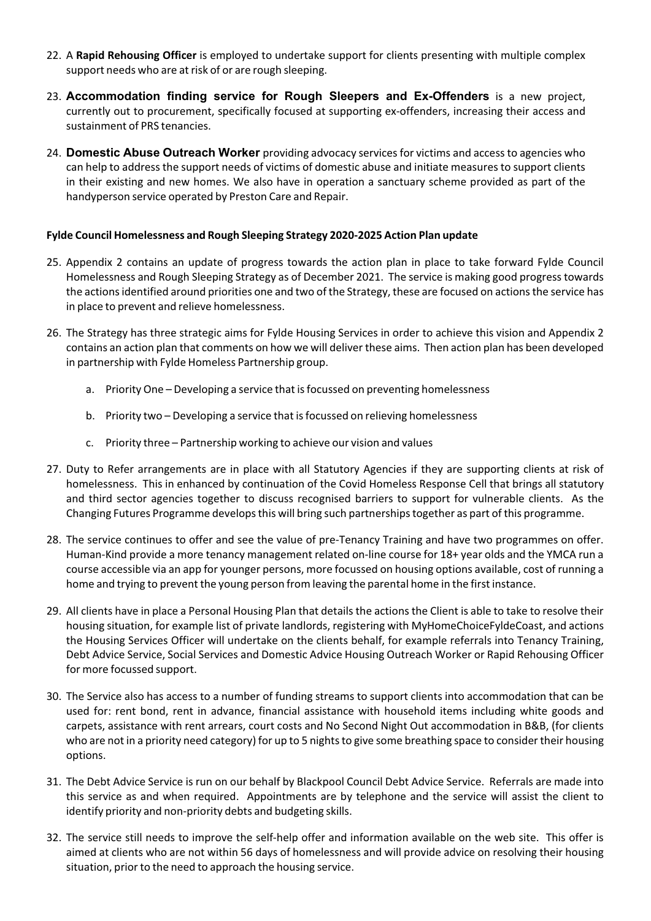22. A **Rapid Rehousing Officer** is employed to undertake support for clients presenting with multiple complex support needs who are at risk of or are rough sleeping.

23. **Accommodation finding service for Rough Sleepers and Ex-Offenders** is a new project, currently out to procurement, specifically focused at supporting ex-offenders, increasing their access and sustainment of PRS tenancies.

24. **Domestic Abuse Outreach Worker** providing advocacy services for victims and access to agencies who can help to address the support needs of victims of domestic abuse and initiate measures to support clients in their existing and new homes. We also have in operation a sanctuary scheme provided as part of the handyperson service operated by Preston Care and Repair.

**Fylde Council Homelessness and Rough Sleeping Strategy 2020-2025 Action Plan update**

25. Appendix 2 contains an update of progress towards the action plan in place to take forward Fylde Council Homelessness and Rough Sleeping Strategy as of December 2021. The service is making good progress towards the actions identified around priorities one and two of the Strategy, these are focused on actions the service has in place to prevent and relieve homelessness.

26. The Strategy has three strategic aims for Fylde Housing Services in order to achieve this vision and Appendix 2 contains an action plan that comments on how we will deliver these aims. Then action plan has been developed in partnership with Fylde Homeless Partnership group.

    a. Priority One – Developing a service that is focussed on preventing homelessness

    b. Priority two – Developing a service that is focussed on relieving homelessness

    c. Priority three – Partnership working to achieve our vision and values

27. Duty to Refer arrangements are in place with all Statutory Agencies if they are supporting clients at risk of homelessness. This in enhanced by continuation of the Covid Homeless Response Cell that brings all statutory and third sector agencies together to discuss recognised barriers to support for vulnerable clients. As the Changing Futures Programme develops this will bring such partnerships together as part of this programme.

28. The service continues to offer and see the value of pre-Tenancy Training and have two programmes on offer. Human-Kind provide a more tenancy management related on-line course for 18+ year olds and the YMCA run a course accessible via an app for younger persons, more focussed on housing options available, cost of running a home and trying to prevent the young person from leaving the parental home in the first instance.

29. All clients have in place a Personal Housing Plan that details the actions the Client is able to take to resolve their housing situation, for example list of private landlords, registering with MyHomeChoiceFyldeCoast, and actions the Housing Services Officer will undertake on the clients behalf, for example referrals into Tenancy Training, Debt Advice Service, Social Services and Domestic Advice Housing Outreach Worker or Rapid Rehousing Officer for more focussed support.

30. The Service also has access to a number of funding streams to support clients into accommodation that can be used for: rent bond, rent in advance, financial assistance with household items including white goods and carpets, assistance with rent arrears, court costs and No Second Night Out accommodation in B&B, (for clients who are not in a priority need category) for up to 5 nights to give some breathing space to consider their housing options.

31. The Debt Advice Service is run on our behalf by Blackpool Council Debt Advice Service. Referrals are made into this service as and when required. Appointments are by telephone and the service will assist the client to identify priority and non-priority debts and budgeting skills.

32. The service still needs to improve the self-help offer and information available on the web site. This offer is aimed at clients who are not within 56 days of homelessness and will provide advice on resolving their housing situation, prior to the need to approach the housing service.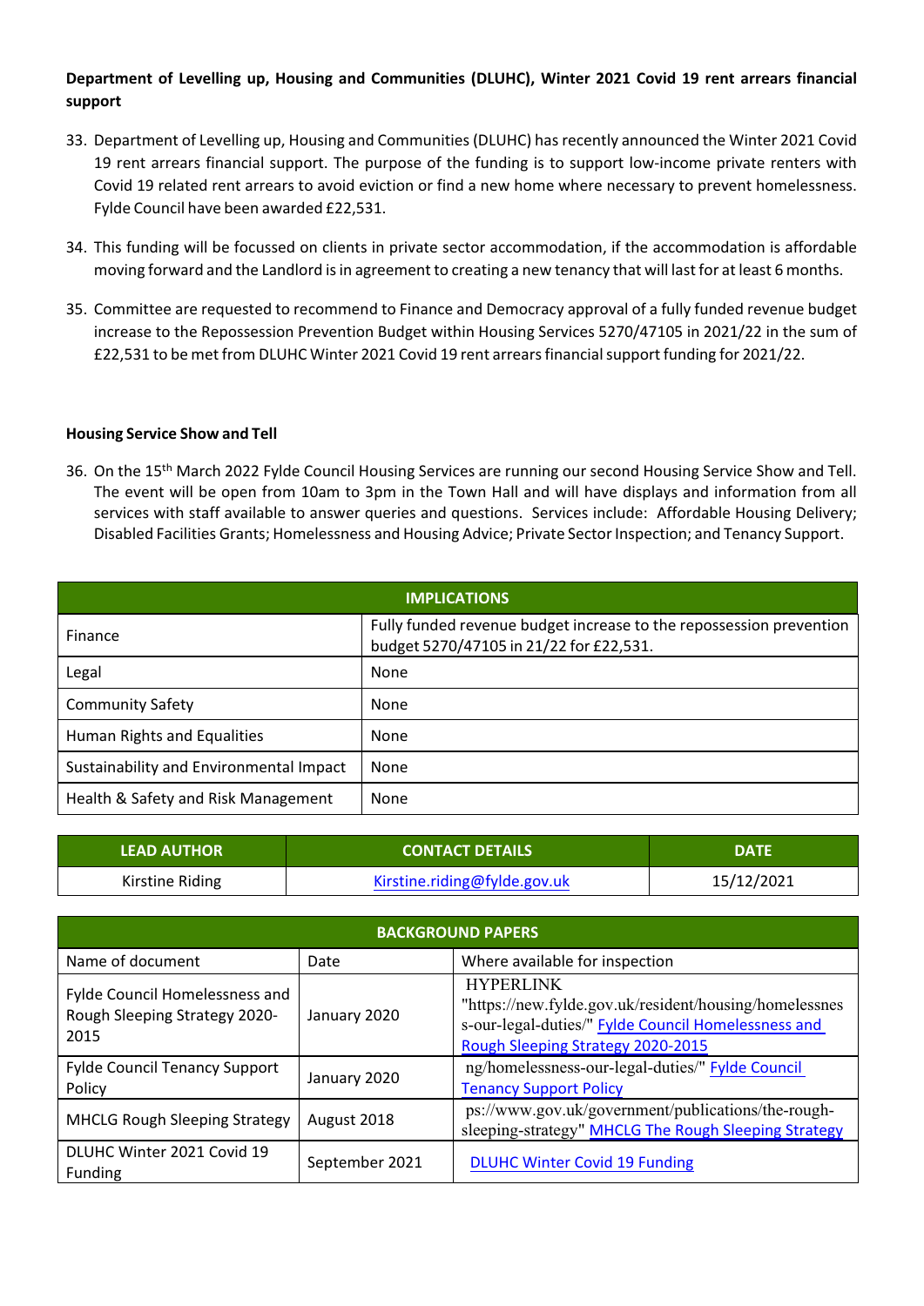**Department of Levelling up, Housing and Communities (DLUHC), Winter 2021 Covid 19 rent arrears financial support**

33. Department of Levelling up, Housing and Communities (DLUHC) has recently announced the Winter 2021 Covid 19 rent arrears financial support. The purpose of the funding is to support low-income private renters with Covid 19 related rent arrears to avoid eviction or find a new home where necessary to prevent homelessness. Fylde Council have been awarded £22,531.

34. This funding will be focussed on clients in private sector accommodation, if the accommodation is affordable moving forward and the Landlord is in agreement to creating a new tenancy that will last for at least 6 months.

35. Committee are requested to recommend to Finance and Democracy approval of a fully funded revenue budget increase to the Repossession Prevention Budget within Housing Services 5270/47105 in 2021/22 in the sum of £22,531 to be met from DLUHC Winter 2021 Covid 19 rent arrears financial support funding for 2021/22.

**Housing Service Show and Tell**

36. On the 15th March 2022 Fylde Council Housing Services are running our second Housing Service Show and Tell. The event will be open from 10am to 3pm in the Town Hall and will have displays and information from all services with staff available to answer queries and questions. Services include: Affordable Housing Delivery; Disabled Facilities Grants; Homelessness and Housing Advice; Private Sector Inspection; and Tenancy Support.

| IMPLICATIONS | |
|---|---|
| Finance | Fully funded revenue budget increase to the repossession prevention budget 5270/47105 in 21/22 for £22,531. |
| Legal | None |
| Community Safety | None |
| Human Rights and Equalities | None |
| Sustainability and Environmental Impact | None |
| Health & Safety and Risk Management | None |

| LEAD AUTHOR | CONTACT DETAILS | DATE |
|---|---|---|
| Kirstine Riding | Kirstine.riding@fylde.gov.uk | 15/12/2021 |

| BACKGROUND PAPERS | | |
|---|---|---|
| Name of document | Date | Where available for inspection |
| Fylde Council Homelessness and Rough Sleeping Strategy 2020-2015 | January 2020 | HYPERLINK "https://new.fylde.gov.uk/resident/housing/homelessness-our-legal-duties/" Fylde Council Homelessness and Rough Sleeping Strategy 2020-2015 |
| Fylde Council Tenancy Support Policy | January 2020 | ng/homelessness-our-legal-duties/" Fylde Council Tenancy Support Policy |
| MHCLG Rough Sleeping Strategy | August 2018 | ps://www.gov.uk/government/publications/the-rough-sleeping-strategy" MHCLG The Rough Sleeping Strategy |
| DLUHC Winter 2021 Covid 19 Funding | September 2021 | DLUHC Winter Covid 19 Funding |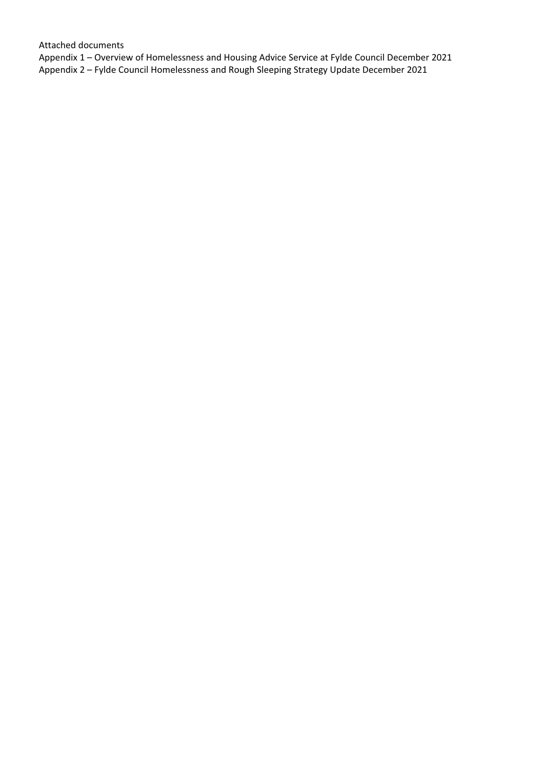Attached documents

Appendix 1 – Overview of Homelessness and Housing Advice Service at Fylde Council December 2021

Appendix 2 – Fylde Council Homelessness and Rough Sleeping Strategy Update December 2021